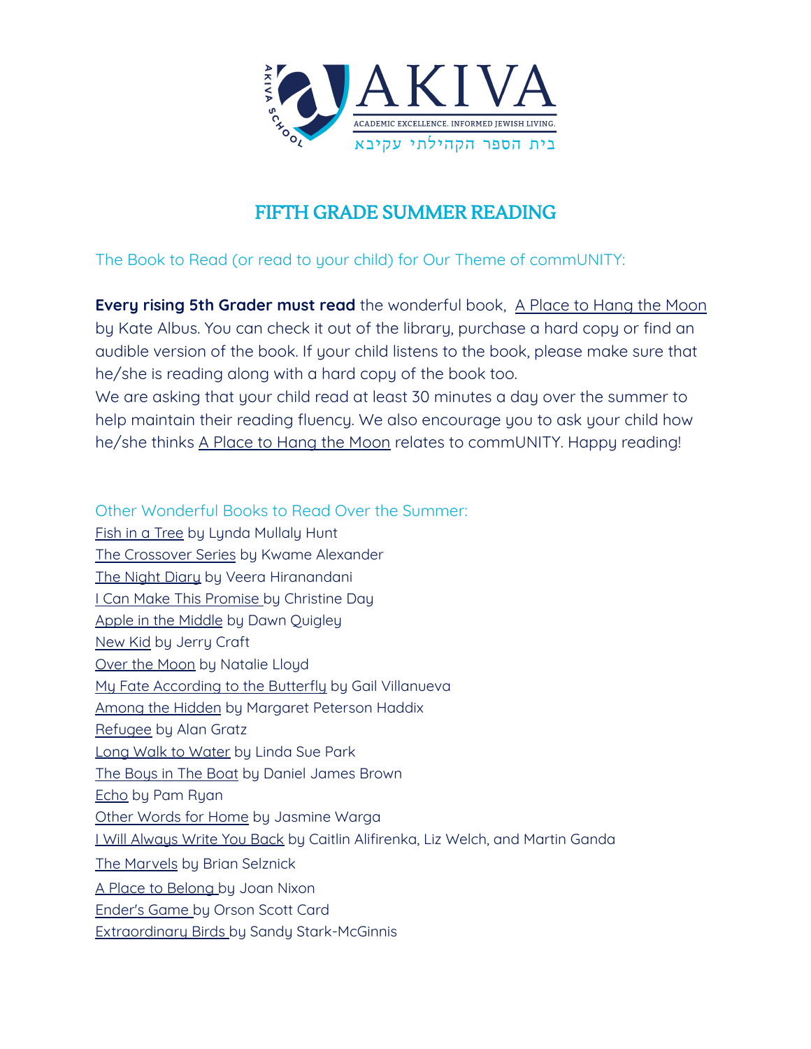AKIVA

ACADEMIC EXCELLENCE. INFORMED JEWISH LIVING.

בית הספר הקהילתי עקיבא

# FIFTH GRADE SUMMER READING

The Book to Read (or read to your child) for Our Theme of commUNITY:

**Every rising 5th Grader must read** the wonderful book, A Place to Hang the Moon by Kate Albus. You can check it out of the library, purchase a hard copy or find an audible version of the book. If your child listens to the book, please make sure that he/she is reading along with a hard copy of the book too.
We are asking that your child read at least 30 minutes a day over the summer to help maintain their reading fluency. We also encourage you to ask your child how he/she thinks A Place to Hang the Moon relates to commUNITY. Happy reading!

Other Wonderful Books to Read Over the Summer:

Fish in a Tree by Lynda Mullaly Hunt
The Crossover Series by Kwame Alexander
The Night Diary by Veera Hiranandani
I Can Make This Promise by Christine Day
Apple in the Middle by Dawn Quigley
New Kid by Jerry Craft
Over the Moon by Natalie Lloyd
My Fate According to the Butterfly by Gail Villanueva
Among the Hidden by Margaret Peterson Haddix
Refugee by Alan Gratz
Long Walk to Water by Linda Sue Park
The Boys in The Boat by Daniel James Brown
Echo by Pam Ryan
Other Words for Home by Jasmine Warga
I Will Always Write You Back by Caitlin Alifirenka, Liz Welch, and Martin Ganda
The Marvels by Brian Selznick
A Place to Belong by Joan Nixon
Ender's Game by Orson Scott Card
Extraordinary Birds by Sandy Stark-McGinnis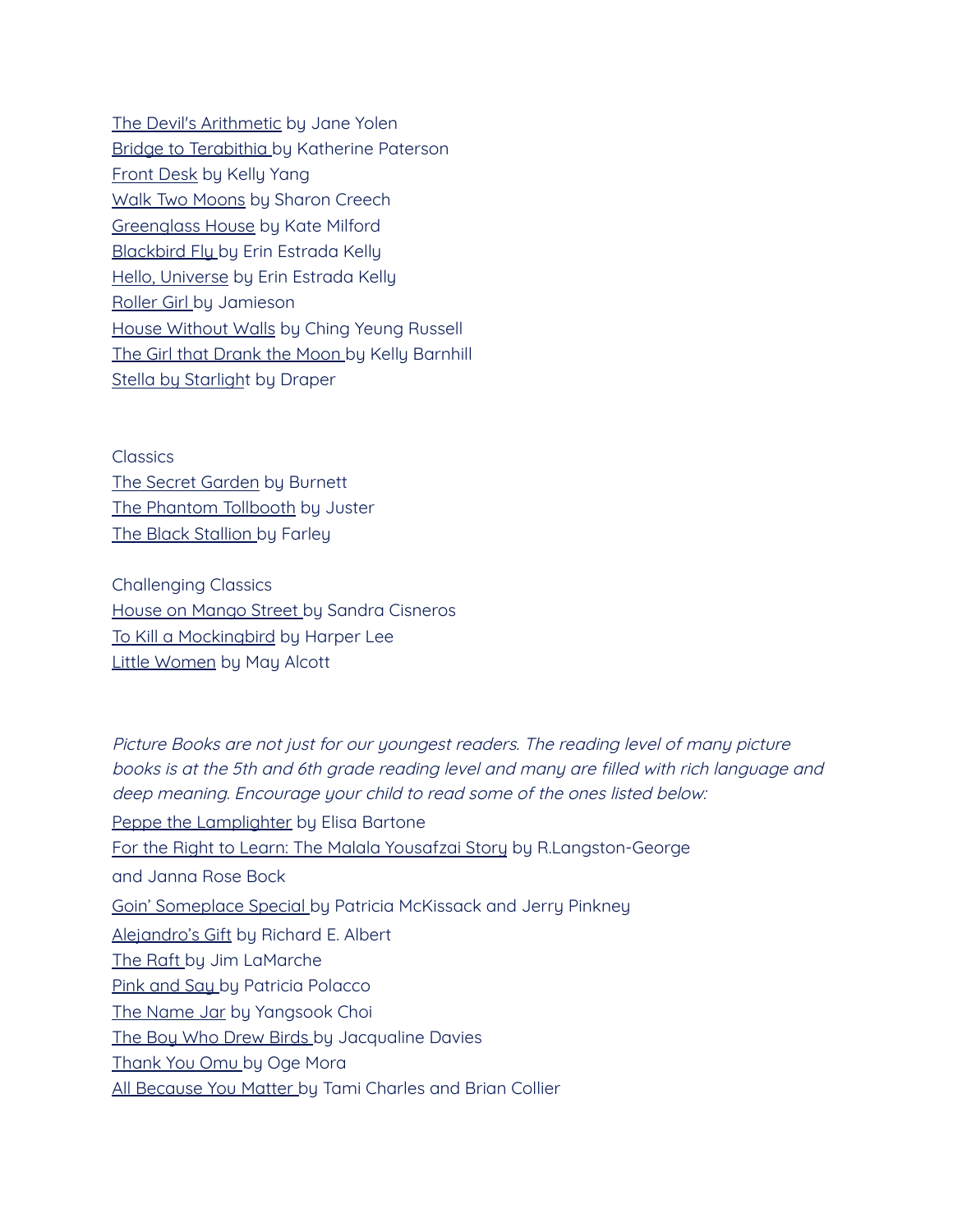The Devil's Arithmetic by Jane Yolen
Bridge to Terabithia by Katherine Paterson
Front Desk by Kelly Yang
Walk Two Moons by Sharon Creech
Greenglass House by Kate Milford
Blackbird Fly by Erin Estrada Kelly
Hello, Universe by Erin Estrada Kelly
Roller Girl by Jamieson
House Without Walls by Ching Yeung Russell
The Girl that Drank the Moon by Kelly Barnhill
Stella by Starlight by Draper

Classics
The Secret Garden by Burnett
The Phantom Tollbooth by Juster
The Black Stallion by Farley

Challenging Classics
House on Mango Street by Sandra Cisneros
To Kill a Mockingbird by Harper Lee
Little Women by May Alcott

*Picture Books are not just for our youngest readers. The reading level of many picture books is at the 5th and 6th grade reading level and many are filled with rich language and deep meaning. Encourage your child to read some of the ones listed below:*

Peppe the Lamplighter by Elisa Bartone
For the Right to Learn: The Malala Yousafzai Story by R.Langston-George and Janna Rose Bock
Goin' Someplace Special by Patricia McKissack and Jerry Pinkney
Alejandro's Gift by Richard E. Albert
The Raft by Jim LaMarche
Pink and Say by Patricia Polacco
The Name Jar by Yangsook Choi
The Boy Who Drew Birds by Jacqualine Davies
Thank You Omu by Oge Mora
All Because You Matter by Tami Charles and Brian Collier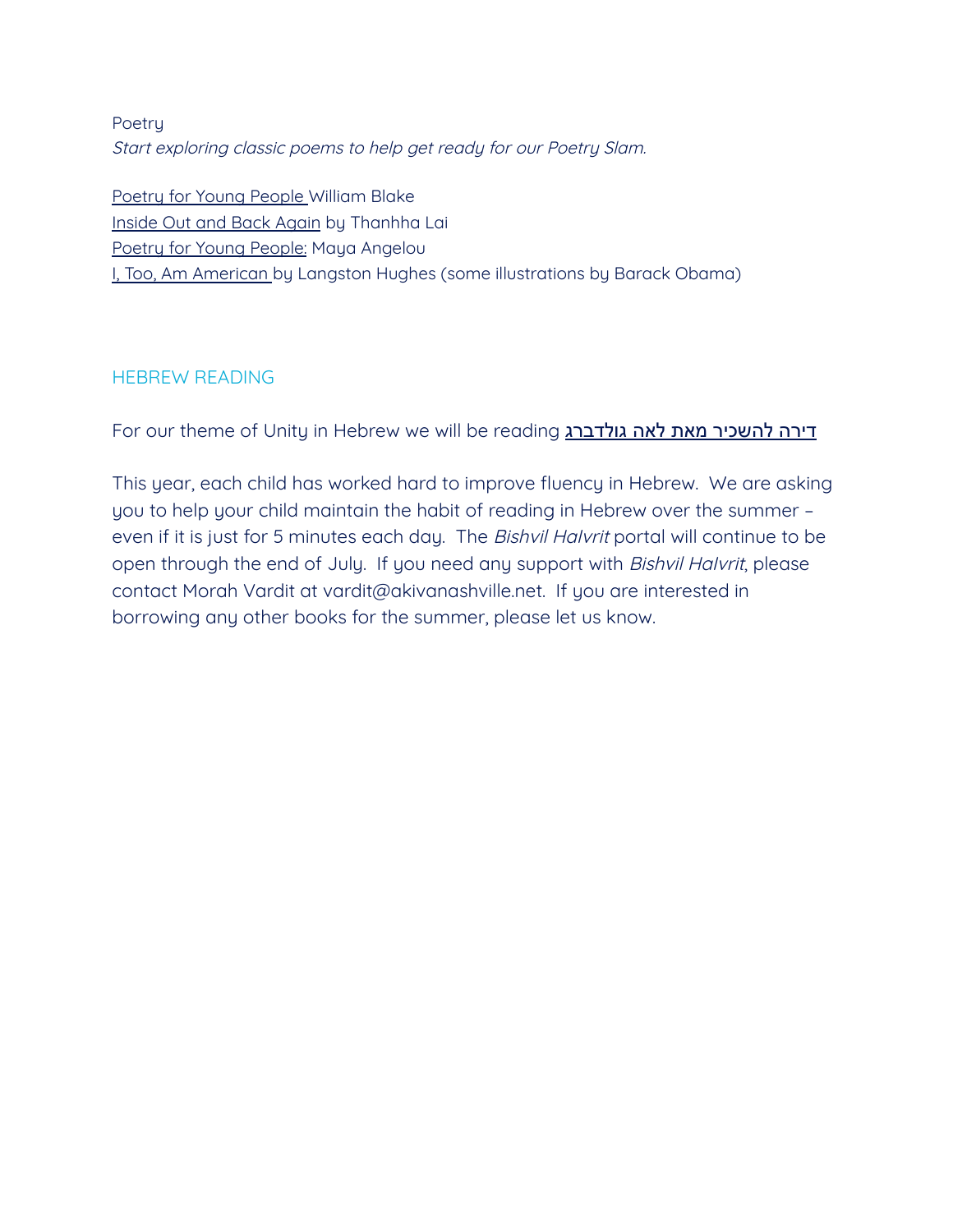Poetry
*Start exploring classic poems to help get ready for our Poetry Slam.*

Poetry for Young People William Blake
Inside Out and Back Again by Thanhha Lai
Poetry for Young People: Maya Angelou
I, Too, Am American by Langston Hughes (some illustrations by Barack Obama)

## HEBREW READING

For our theme of Unity in Hebrew we will be reading דירה להשכיר מאת לאה גולדברג

This year, each child has worked hard to improve fluency in Hebrew. We are asking you to help your child maintain the habit of reading in Hebrew over the summer – even if it is just for 5 minutes each day. The *Bishvil HaIvrit* portal will continue to be open through the end of July. If you need any support with *Bishvil HaIvrit*, please contact Morah Vardit at vardit@akivanashville.net. If you are interested in borrowing any other books for the summer, please let us know.